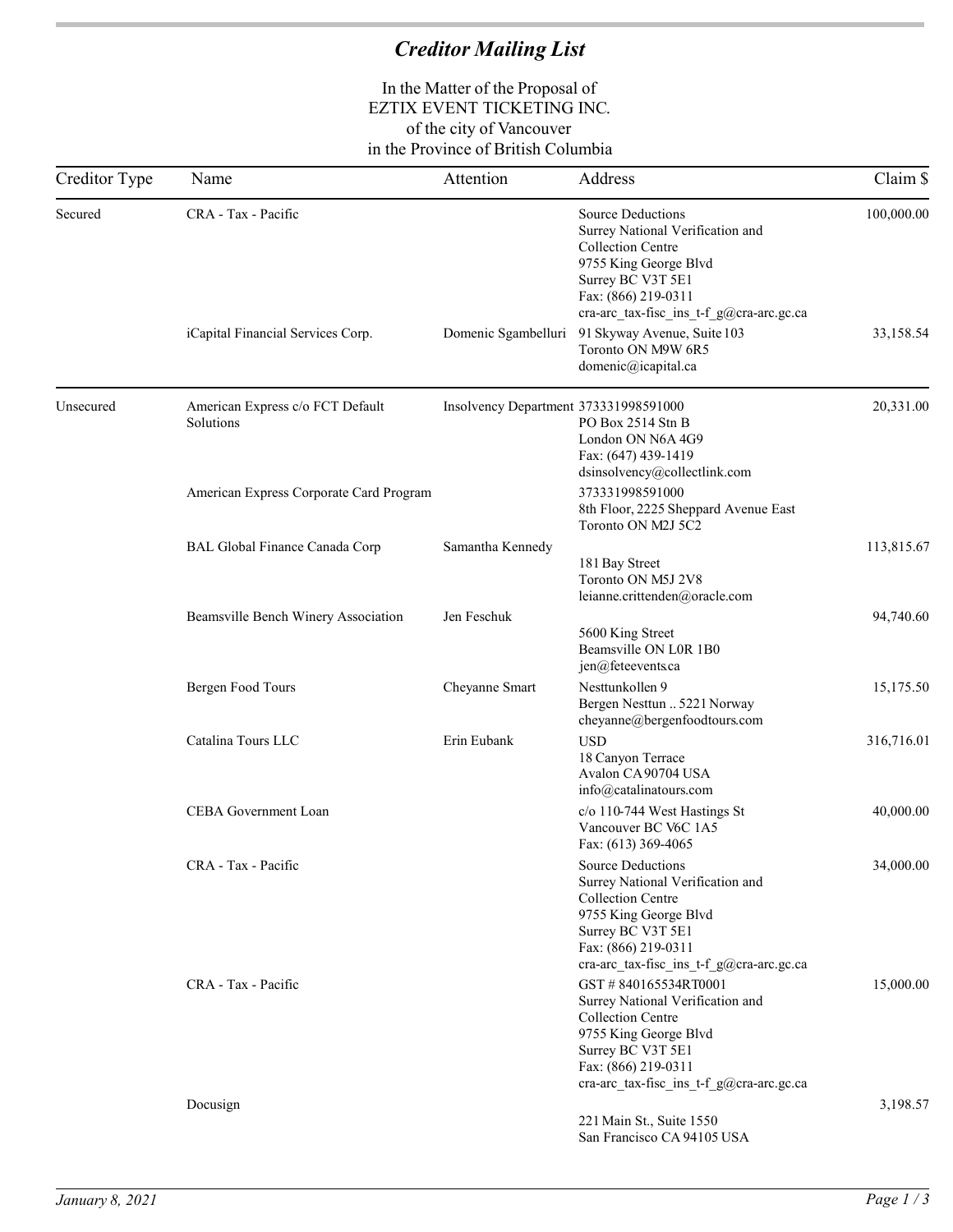# *Creditor Mailing List*

In the Matter of the Proposal of
EZTIX EVENT TICKETING INC.
of the city of Vancouver
in the Province of British Columbia

| Creditor Type | Name | Attention | Address | Claim $ |
|---|---|---|---|---|
| Secured | CRA - Tax - Pacific | | Source Deductions<br>Surrey National Verification and Collection Centre<br>9755 King George Blvd<br>Surrey BC V3T 5E1<br>Fax: (866) 219-0311<br>cra-arc_tax-fisc_ins_t-f_g@cra-arc.gc.ca | 100,000.00 |
| | iCapital Financial Services Corp. | Domenic Sgambelluri | 91 Skyway Avenue, Suite 103<br>Toronto ON M9W 6R5<br>domenic@icapital.ca | 33,158.54 |
| Unsecured | American Express c/o FCT Default Solutions | Insolvency Department | 373331998591000<br>PO Box 2514 Stn B<br>London ON N6A 4G9<br>Fax: (647) 439-1419<br>dsinsolvency@collectlink.com | 20,331.00 |
| | American Express Corporate Card Program | | 373331998591000<br>8th Floor, 2225 Sheppard Avenue East<br>Toronto ON M2J 5C2 | |
| | BAL Global Finance Canada Corp | Samantha Kennedy | 181 Bay Street<br>Toronto ON M5J 2V8<br>leianne.crittenden@oracle.com | 113,815.67 |
| | Beamsville Bench Winery Association | Jen Feschuk | 5600 King Street<br>Beamsville ON L0R 1B0<br>jen@feteevents.ca | 94,740.60 |
| | Bergen Food Tours | Cheyanne Smart | Nesttunkollen 9<br>Bergen Nesttun .. 5221 Norway<br>cheyanne@bergenfoodtours.com | 15,175.50 |
| | Catalina Tours LLC | Erin Eubank | USD<br>18 Canyon Terrace<br>Avalon CA 90704 USA<br>info@catalinatours.com | 316,716.01 |
| | CEBA Government Loan | | c/o 110-744 West Hastings St<br>Vancouver BC V6C 1A5<br>Fax: (613) 369-4065 | 40,000.00 |
| | CRA - Tax - Pacific | | Source Deductions<br>Surrey National Verification and Collection Centre<br>9755 King George Blvd<br>Surrey BC V3T 5E1<br>Fax: (866) 219-0311<br>cra-arc_tax-fisc_ins_t-f_g@cra-arc.gc.ca | 34,000.00 |
| | CRA - Tax - Pacific | | GST # 840165534RT0001<br>Surrey National Verification and Collection Centre<br>9755 King George Blvd<br>Surrey BC V3T 5E1<br>Fax: (866) 219-0311<br>cra-arc_tax-fisc_ins_t-f_g@cra-arc.gc.ca | 15,000.00 |
| | Docusign | | 221 Main St., Suite 1550<br>San Francisco CA 94105 USA | 3,198.57 |

*January 8, 2021*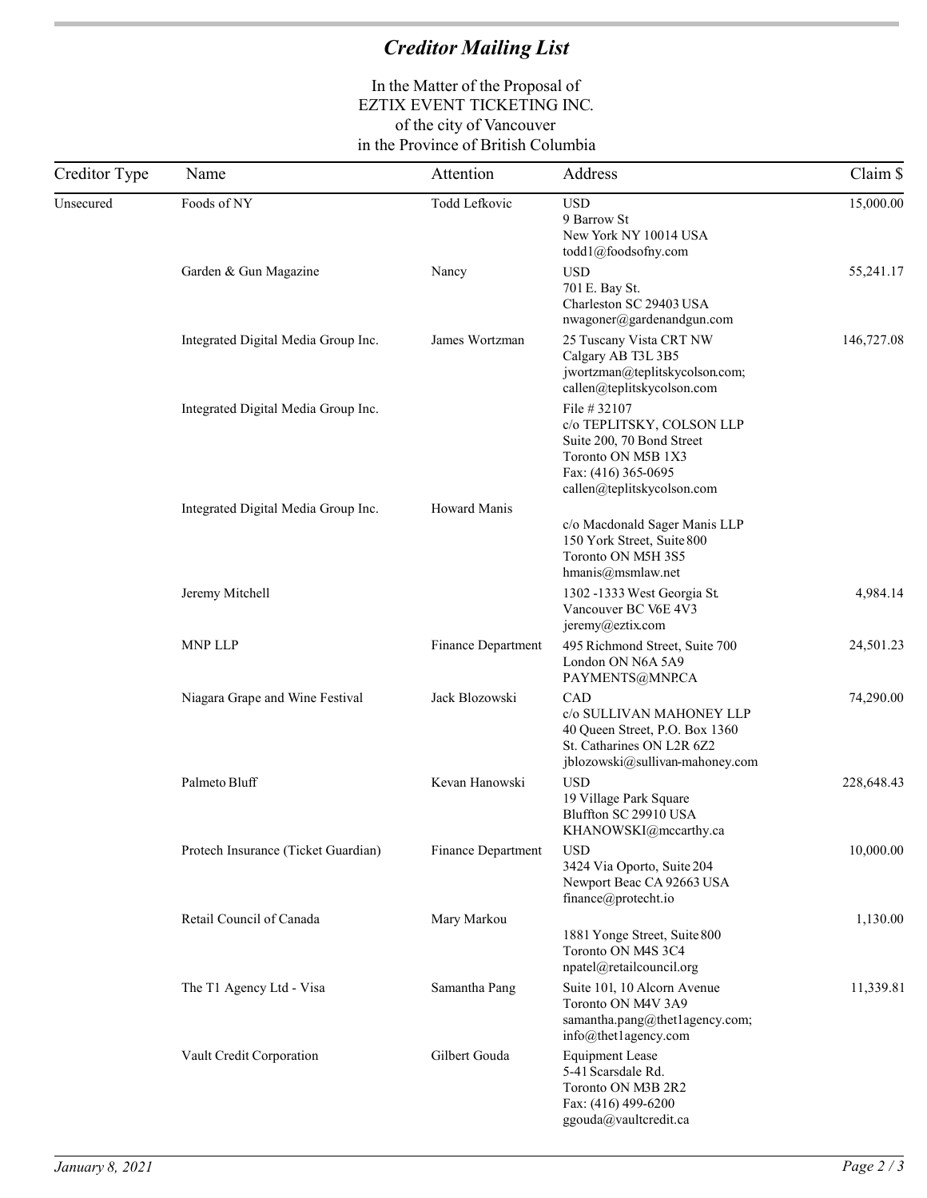# *Creditor Mailing List*

In the Matter of the Proposal of
EZTIX EVENT TICKETING INC.
of the city of Vancouver
in the Province of British Columbia

| Creditor Type | Name | Attention | Address | Claim $ |
|---|---|---|---|---|
| Unsecured | Foods of NY | Todd Lefkovic | USD<br>9 Barrow St<br>New York NY 10014 USA<br>todd1@foodsofny.com | 15,000.00 |
| | Garden & Gun Magazine | Nancy | USD<br>701 E. Bay St.<br>Charleston SC 29403 USA<br>nwagoner@gardenandgun.com | 55,241.17 |
| | Integrated Digital Media Group Inc. | James Wortzman | 25 Tuscany Vista CRT NW<br>Calgary AB T3L 3B5<br>jwortzman@teplitskycolson.com;<br>callen@teplitskycolson.com | 146,727.08 |
| | Integrated Digital Media Group Inc. | | File # 32107<br>c/o TEPLITSKY, COLSON LLP<br>Suite 200, 70 Bond Street<br>Toronto ON M5B 1X3<br>Fax: (416) 365-0695<br>callen@teplitskycolson.com | |
| | Integrated Digital Media Group Inc. | Howard Manis | c/o Macdonald Sager Manis LLP<br>150 York Street, Suite 800<br>Toronto ON M5H 3S5<br>hmanis@msmlaw.net | |
| | Jeremy Mitchell | | 1302 -1333 West Georgia St.<br>Vancouver BC V6E 4V3<br>jeremy@eztix.com | 4,984.14 |
| | MNP LLP | Finance Department | 495 Richmond Street, Suite 700<br>London ON N6A 5A9<br>PAYMENTS@MNP.CA | 24,501.23 |
| | Niagara Grape and Wine Festival | Jack Blozowski | CAD<br>c/o SULLIVAN MAHONEY LLP<br>40 Queen Street, P.O. Box 1360<br>St. Catharines ON L2R 6Z2<br>jblozowski@sullivan-mahoney.com | 74,290.00 |
| | Palmeto Bluff | Kevan Hanowski | USD<br>19 Village Park Square<br>Bluffton SC 29910 USA<br>KHANOWSKI@mccarthy.ca | 228,648.43 |
| | Protech Insurance (Ticket Guardian) | Finance Department | USD<br>3424 Via Oporto, Suite 204<br>Newport Beac CA 92663 USA<br>finance@protecht.io | 10,000.00 |
| | Retail Council of Canada | Mary Markou | 1881 Yonge Street, Suite 800<br>Toronto ON M4S 3C4<br>npatel@retailcouncil.org | 1,130.00 |
| | The T1 Agency Ltd - Visa | Samantha Pang | Suite 101, 10 Alcorn Avenue<br>Toronto ON M4V 3A9<br>samantha.pang@thet1agency.com;<br>info@thet1agency.com | 11,339.81 |
| | Vault Credit Corporation | Gilbert Gouda | Equipment Lease<br>5-41 Scarsdale Rd.<br>Toronto ON M3B 2R2<br>Fax: (416) 499-6200<br>ggouda@vaultcredit.ca | |

*January 8, 2021*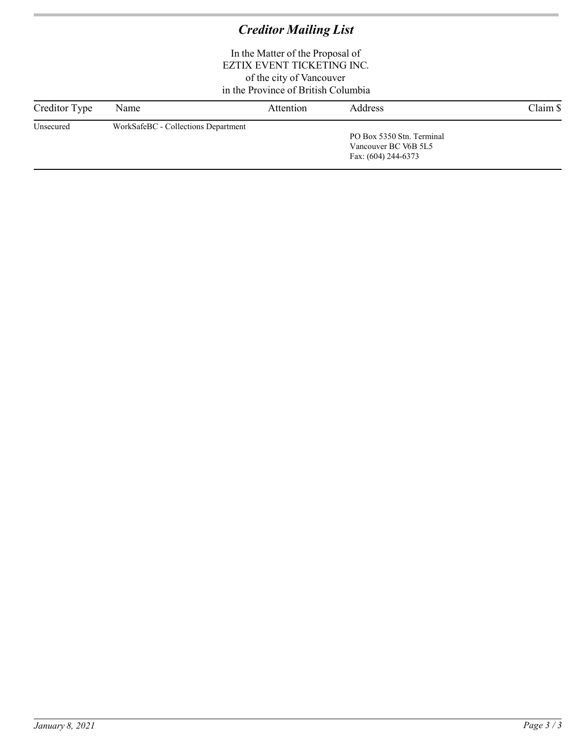# *Creditor Mailing List*

In the Matter of the Proposal of
EZTIX EVENT TICKETING INC.
of the city of Vancouver
in the Province of British Columbia

| Creditor Type | Name | Attention | Address | Claim $ |
|---|---|---|---|---|
| Unsecured | WorkSafeBC - Collections Department | | PO Box 5350 Stn. Terminal<br>Vancouver BC V6B 5L5<br>Fax: (604) 244-6373 | |

*January 8, 2021*